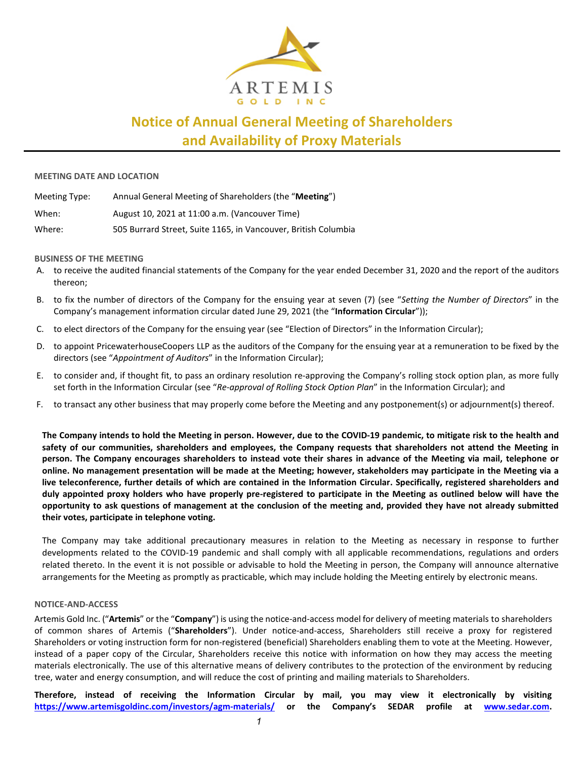ARTEMIS GOLD INC

# Notice of Annual General Meeting of Shareholders and Availability of Proxy Materials

**MEETING DATE AND LOCATION**

| | |
|---|---|
| Meeting Type: | Annual General Meeting of Shareholders (the "**Meeting**") |
| When: | August 10, 2021 at 11:00 a.m. (Vancouver Time) |
| Where: | 505 Burrard Street, Suite 1165, in Vancouver, British Columbia |

**BUSINESS OF THE MEETING**

A. to receive the audited financial statements of the Company for the year ended December 31, 2020 and the report of the auditors thereon;

B. to fix the number of directors of the Company for the ensuing year at seven (7) (see "*Setting the Number of Directors*" in the Company's management information circular dated June 29, 2021 (the "**Information Circular**"));

C. to elect directors of the Company for the ensuing year (see "Election of Directors" in the Information Circular);

D. to appoint PricewaterhouseCoopers LLP as the auditors of the Company for the ensuing year at a remuneration to be fixed by the directors (see "*Appointment of Auditors*" in the Information Circular);

E. to consider and, if thought fit, to pass an ordinary resolution re-approving the Company's rolling stock option plan, as more fully set forth in the Information Circular (see "*Re-approval of Rolling Stock Option Plan*" in the Information Circular); and

F. to transact any other business that may properly come before the Meeting and any postponement(s) or adjournment(s) thereof.

**The Company intends to hold the Meeting in person. However, due to the COVID-19 pandemic, to mitigate risk to the health and safety of our communities, shareholders and employees, the Company requests that shareholders not attend the Meeting in person. The Company encourages shareholders to instead vote their shares in advance of the Meeting via mail, telephone or online. No management presentation will be made at the Meeting; however, stakeholders may participate in the Meeting via a live teleconference, further details of which are contained in the Information Circular. Specifically, registered shareholders and duly appointed proxy holders who have properly pre-registered to participate in the Meeting as outlined below will have the opportunity to ask questions of management at the conclusion of the meeting and, provided they have not already submitted their votes, participate in telephone voting.**

The Company may take additional precautionary measures in relation to the Meeting as necessary in response to further developments related to the COVID-19 pandemic and shall comply with all applicable recommendations, regulations and orders related thereto. In the event it is not possible or advisable to hold the Meeting in person, the Company will announce alternative arrangements for the Meeting as promptly as practicable, which may include holding the Meeting entirely by electronic means.

**NOTICE-AND-ACCESS**

Artemis Gold Inc. ("**Artemis**" or the "**Company**") is using the notice-and-access model for delivery of meeting materials to shareholders of common shares of Artemis ("**Shareholders**"). Under notice-and-access, Shareholders still receive a proxy for registered Shareholders or voting instruction form for non-registered (beneficial) Shareholders enabling them to vote at the Meeting. However, instead of a paper copy of the Circular, Shareholders receive this notice with information on how they may access the meeting materials electronically. The use of this alternative means of delivery contributes to the protection of the environment by reducing tree, water and energy consumption, and will reduce the cost of printing and mailing materials to Shareholders.

**Therefore, instead of receiving the Information Circular by mail, you may view it electronically by visiting https://www.artemisgoldinc.com/investors/agm-materials/ or the Company's SEDAR profile at www.sedar.com.**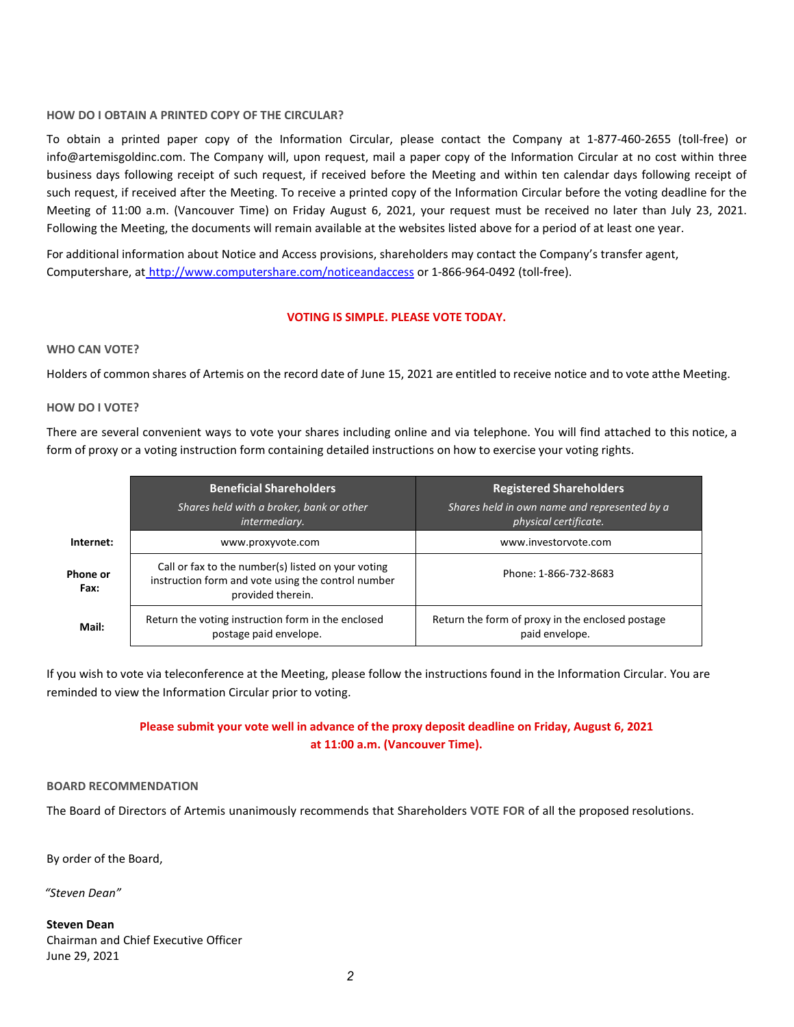### HOW DO I OBTAIN A PRINTED COPY OF THE CIRCULAR?

To obtain a printed paper copy of the Information Circular, please contact the Company at 1-877-460-2655 (toll-free) or info@artemisgoldinc.com. The Company will, upon request, mail a paper copy of the Information Circular at no cost within three business days following receipt of such request, if received before the Meeting and within ten calendar days following receipt of such request, if received after the Meeting. To receive a printed copy of the Information Circular before the voting deadline for the Meeting of 11:00 a.m. (Vancouver Time) on Friday August 6, 2021, your request must be received no later than July 23, 2021. Following the Meeting, the documents will remain available at the websites listed above for a period of at least one year.

For additional information about Notice and Access provisions, shareholders may contact the Company's transfer agent, Computershare, at [http://www.computershare.com/noticeandaccess](http://www.computershare.com/noticeandaccess) or 1-866-964-0492 (toll-free).

**VOTING IS SIMPLE. PLEASE VOTE TODAY.**

### WHO CAN VOTE?

Holders of common shares of Artemis on the record date of June 15, 2021 are entitled to receive notice and to vote atthe Meeting.

### HOW DO I VOTE?

There are several convenient ways to vote your shares including online and via telephone. You will find attached to this notice, a form of proxy or a voting instruction form containing detailed instructions on how to exercise your voting rights.

| | **Beneficial Shareholders** *Shares held with a broker, bank or other intermediary.* | **Registered Shareholders** *Shares held in own name and represented by a physical certificate.* |
|---|---|---|
| **Internet:** | www.proxyvote.com | www.investorvote.com |
| **Phone or Fax:** | Call or fax to the number(s) listed on your voting instruction form and vote using the control number provided therein. | Phone: 1-866-732-8683 |
| **Mail:** | Return the voting instruction form in the enclosed postage paid envelope. | Return the form of proxy in the enclosed postage paid envelope. |

If you wish to vote via teleconference at the Meeting, please follow the instructions found in the Information Circular. You are reminded to view the Information Circular prior to voting.

**Please submit your vote well in advance of the proxy deposit deadline on Friday, August 6, 2021 at 11:00 a.m. (Vancouver Time).**

### BOARD RECOMMENDATION

The Board of Directors of Artemis unanimously recommends that Shareholders **VOTE FOR** of all the proposed resolutions.

By order of the Board,

*"Steven Dean"*

**Steven Dean**
Chairman and Chief Executive Officer
June 29, 2021